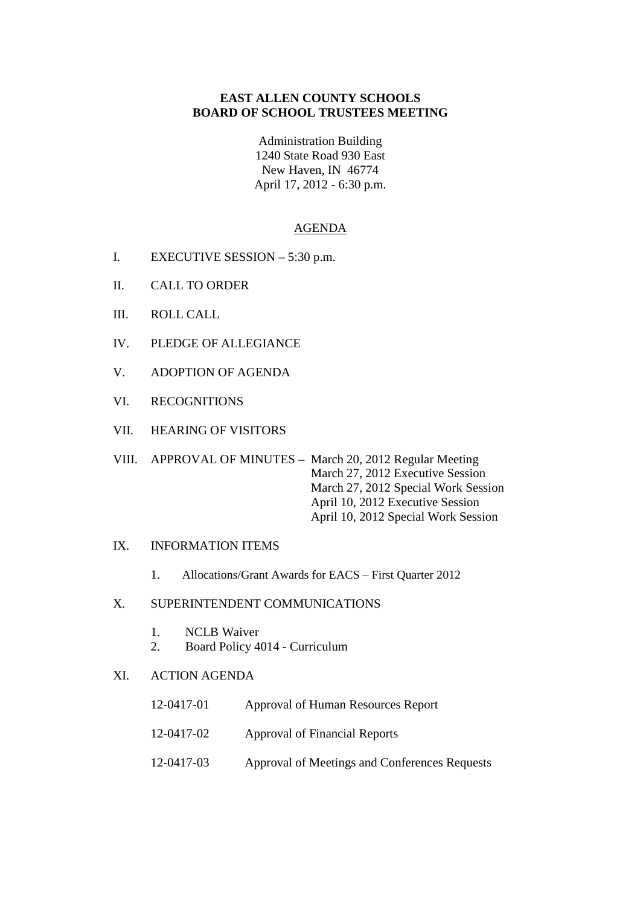# EAST ALLEN COUNTY SCHOOLS
# BOARD OF SCHOOL TRUSTEES MEETING

Administration Building
1240 State Road 930 East
New Haven, IN 46774
April 17, 2012 - 6:30 p.m.

## AGENDA

I. EXECUTIVE SESSION – 5:30 p.m.

II. CALL TO ORDER

III. ROLL CALL

IV. PLEDGE OF ALLEGIANCE

V. ADOPTION OF AGENDA

VI. RECOGNITIONS

VII. HEARING OF VISITORS

VIII. APPROVAL OF MINUTES – March 20, 2012 Regular Meeting
March 27, 2012 Executive Session
March 27, 2012 Special Work Session
April 10, 2012 Executive Session
April 10, 2012 Special Work Session

IX. INFORMATION ITEMS

1. Allocations/Grant Awards for EACS – First Quarter 2012

X. SUPERINTENDENT COMMUNICATIONS

1. NCLB Waiver
2. Board Policy 4014 - Curriculum

XI. ACTION AGENDA

12-0417-01 Approval of Human Resources Report

12-0417-02 Approval of Financial Reports

12-0417-03 Approval of Meetings and Conferences Requests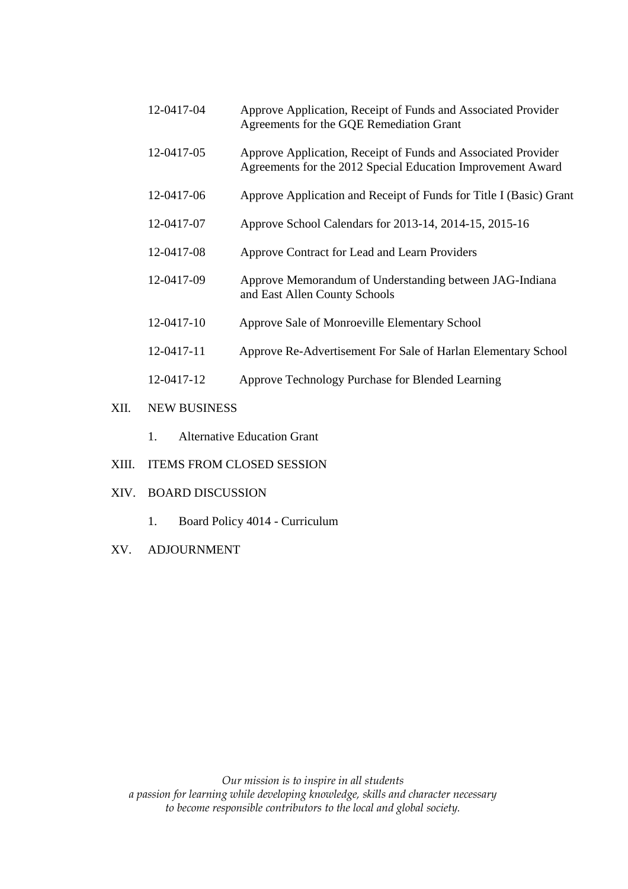12-0417-04 Approve Application, Receipt of Funds and Associated Provider Agreements for the GQE Remediation Grant

12-0417-05 Approve Application, Receipt of Funds and Associated Provider Agreements for the 2012 Special Education Improvement Award

12-0417-06 Approve Application and Receipt of Funds for Title I (Basic) Grant

12-0417-07 Approve School Calendars for 2013-14, 2014-15, 2015-16

12-0417-08 Approve Contract for Lead and Learn Providers

12-0417-09 Approve Memorandum of Understanding between JAG-Indiana and East Allen County Schools

12-0417-10 Approve Sale of Monroeville Elementary School

12-0417-11 Approve Re-Advertisement For Sale of Harlan Elementary School

12-0417-12 Approve Technology Purchase for Blended Learning

XII. NEW BUSINESS

1. Alternative Education Grant

XIII. ITEMS FROM CLOSED SESSION

XIV. BOARD DISCUSSION

1. Board Policy 4014 - Curriculum

XV. ADJOURNMENT

*Our mission is to inspire in all students a passion for learning while developing knowledge, skills and character necessary to become responsible contributors to the local and global society.*